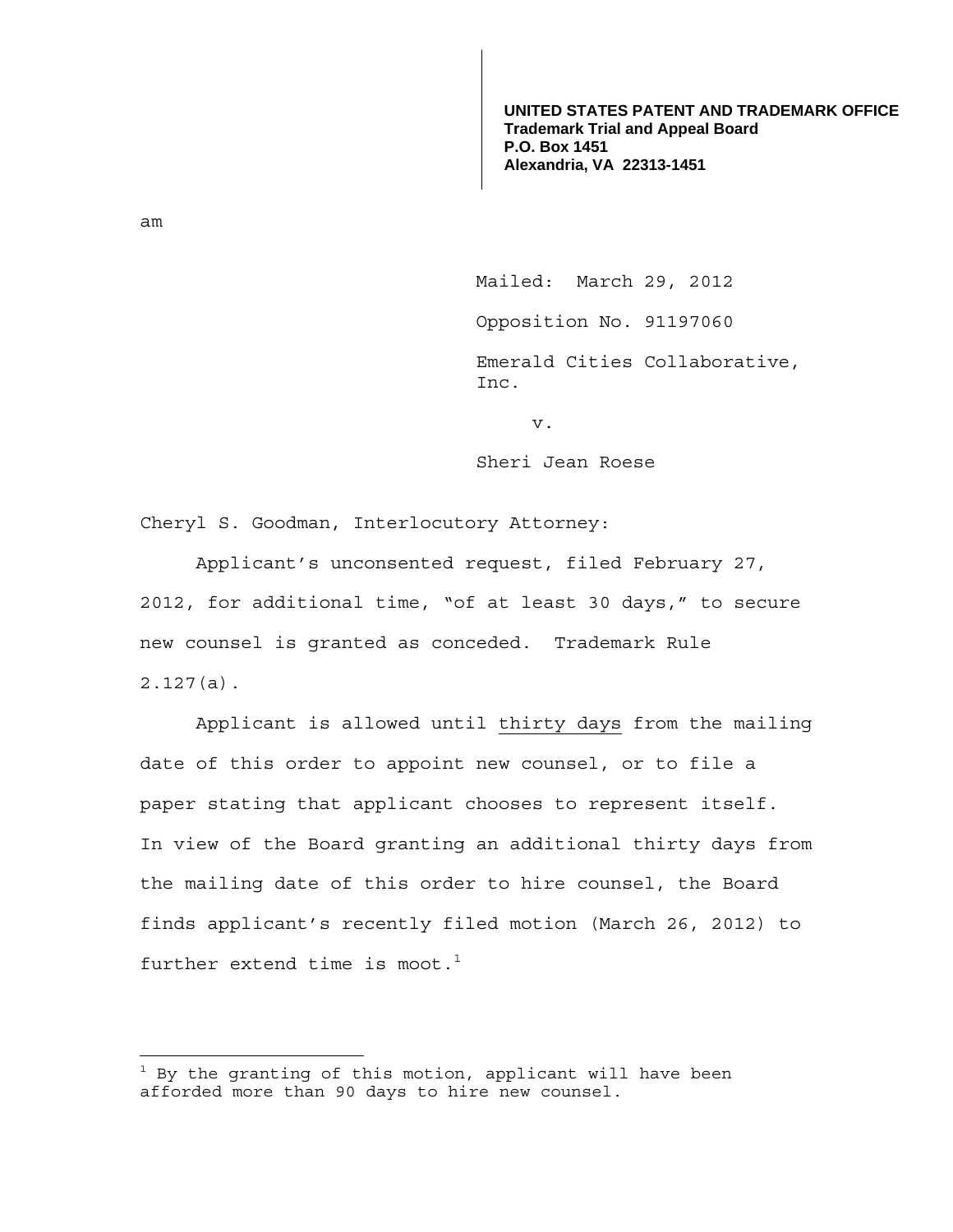**UNITED STATES PATENT AND TRADEMARK OFFICE**
**Trademark Trial and Appeal Board**
**P.O. Box 1451**
**Alexandria, VA 22313-1451**

am

Mailed: March 29, 2012

Opposition No. 91197060

Emerald Cities Collaborative, Inc.

v.

Sheri Jean Roese

Cheryl S. Goodman, Interlocutory Attorney:

Applicant's unconsented request, filed February 27, 2012, for additional time, "of at least 30 days," to secure new counsel is granted as conceded. Trademark Rule 2.127(a).

Applicant is allowed until thirty days from the mailing date of this order to appoint new counsel, or to file a paper stating that applicant chooses to represent itself. In view of the Board granting an additional thirty days from the mailing date of this order to hire counsel, the Board finds applicant's recently filed motion (March 26, 2012) to further extend time is moot.[1]

[1] By the granting of this motion, applicant will have been afforded more than 90 days to hire new counsel.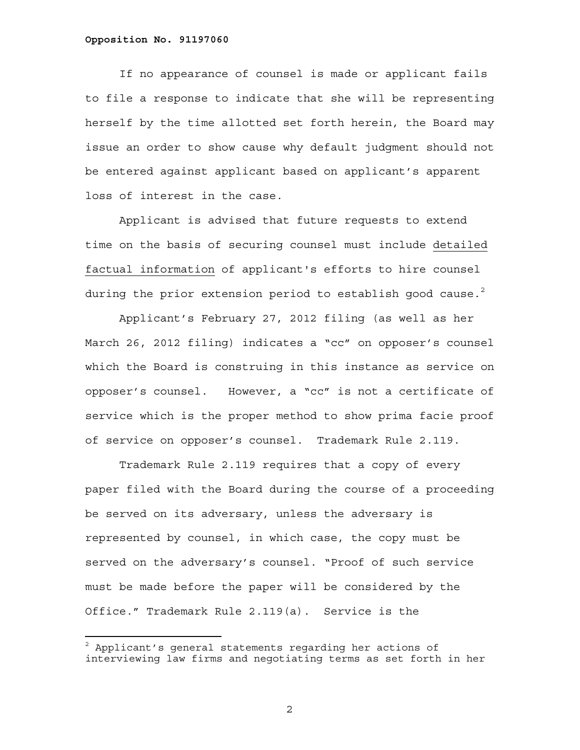If no appearance of counsel is made or applicant fails to file a response to indicate that she will be representing herself by the time allotted set forth herein, the Board may issue an order to show cause why default judgment should not be entered against applicant based on applicant's apparent loss of interest in the case.

Applicant is advised that future requests to extend time on the basis of securing counsel must include detailed factual information of applicant's efforts to hire counsel during the prior extension period to establish good cause.[2]

Applicant's February 27, 2012 filing (as well as her March 26, 2012 filing) indicates a "cc" on opposer's counsel which the Board is construing in this instance as service on opposer's counsel. However, a "cc" is not a certificate of service which is the proper method to show prima facie proof of service on opposer's counsel. Trademark Rule 2.119.

Trademark Rule 2.119 requires that a copy of every paper filed with the Board during the course of a proceeding be served on its adversary, unless the adversary is represented by counsel, in which case, the copy must be served on the adversary's counsel. "Proof of such service must be made before the paper will be considered by the Office." Trademark Rule 2.119(a). Service is the

---

[2] Applicant's general statements regarding her actions of interviewing law firms and negotiating terms as set forth in her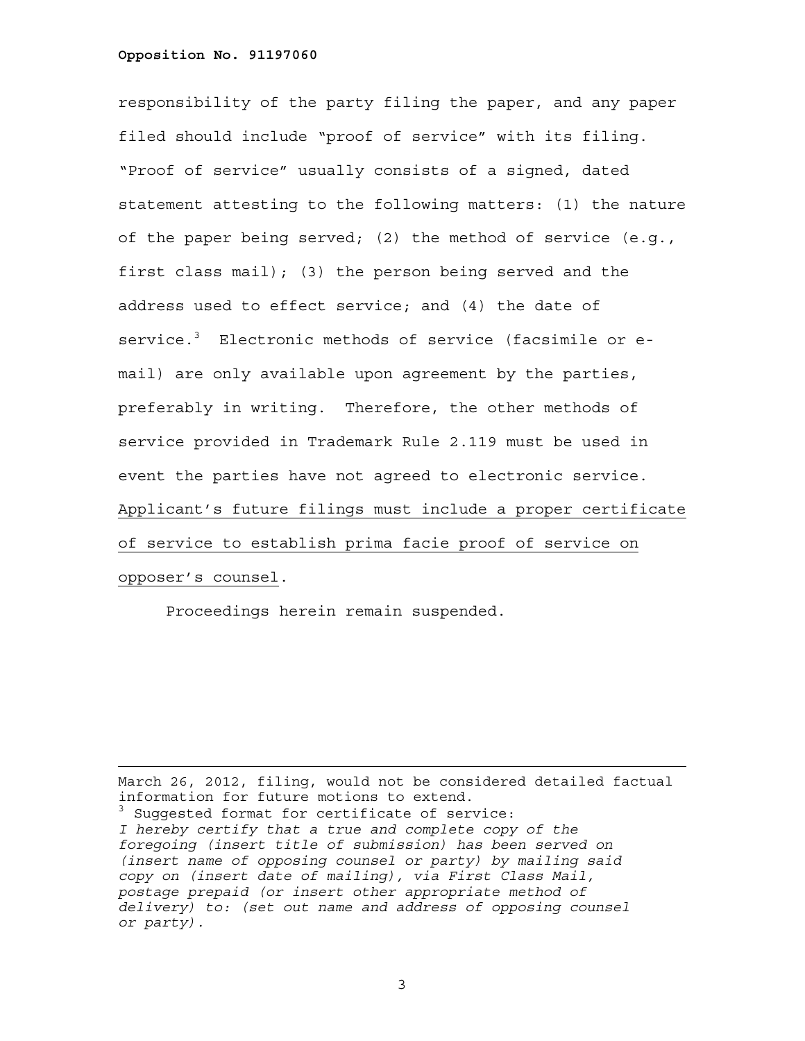responsibility of the party filing the paper, and any paper filed should include "proof of service" with its filing. "Proof of service" usually consists of a signed, dated statement attesting to the following matters: (1) the nature of the paper being served; (2) the method of service (e.g., first class mail); (3) the person being served and the address used to effect service; and (4) the date of service.[3] Electronic methods of service (facsimile or e-mail) are only available upon agreement by the parties, preferably in writing. Therefore, the other methods of service provided in Trademark Rule 2.119 must be used in event the parties have not agreed to electronic service. <u>Applicant's future filings must include a proper certificate of service to establish prima facie proof of service on opposer's counsel</u>.

Proceedings herein remain suspended.

---

March 26, 2012, filing, would not be considered detailed factual information for future motions to extend.

[3] Suggested format for certificate of service: *I hereby certify that a true and complete copy of the foregoing (insert title of submission) has been served on (insert name of opposing counsel or party) by mailing said copy on (insert date of mailing), via First Class Mail, postage prepaid (or insert other appropriate method of delivery) to: (set out name and address of opposing counsel or party).*